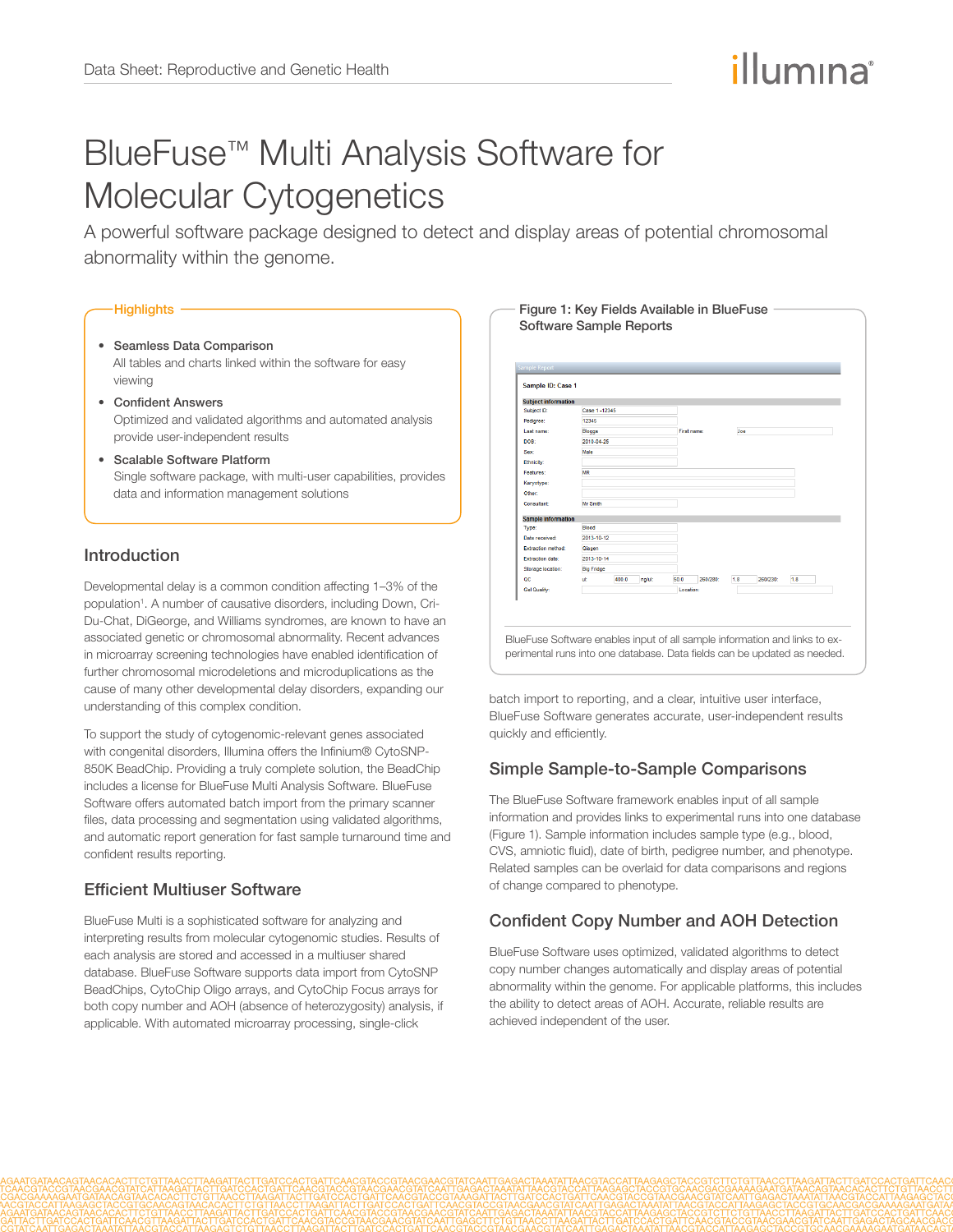# BlueFuse™ Multi Analysis Software for Molecular Cytogenetics

A powerful software package designed to detect and display areas of potential chromosomal abnormality within the genome.

## Highlights

- **Seamless Data Comparison**
  All tables and charts linked within the software for easy viewing
- **Confident Answers**
  Optimized and validated algorithms and automated analysis provide user-independent results
- **Scalable Software Platform**
  Single software package, with multi-user capabilities, provides data and information management solutions

## Introduction

Developmental delay is a common condition affecting 1–3% of the population[1]. A number of causative disorders, including Down, Cri-Du-Chat, DiGeorge, and Williams syndromes, are known to have an associated genetic or chromosomal abnormality. Recent advances in microarray screening technologies have enabled identification of further chromosomal microdeletions and microduplications as the cause of many other developmental delay disorders, expanding our understanding of this complex condition.

To support the study of cytogenomic-relevant genes associated with congenital disorders, Illumina offers the Infinium® CytoSNP-850K BeadChip. Providing a truly complete solution, the BeadChip includes a license for BlueFuse Multi Analysis Software. BlueFuse Software offers automated batch import from the primary scanner files, data processing and segmentation using validated algorithms, and automatic report generation for fast sample turnaround time and confident results reporting.

## Efficient Multiuser Software

BlueFuse Multi is a sophisticated software for analyzing and interpreting results from molecular cytogenomic studies. Results of each analysis are stored and accessed in a multiuser shared database. BlueFuse Software supports data import from CytoSNP BeadChips, CytoChip Oligo arrays, and CytoChip Focus arrays for both copy number and AOH (absence of heterozygosity) analysis, if applicable. With automated microarray processing, single-click batch import to reporting, and a clear, intuitive user interface, BlueFuse Software generates accurate, user-independent results quickly and efficiently.

**Figure 1: Key Fields Available in BlueFuse Software Sample Reports**

BlueFuse Software enables input of all sample information and links to experimental runs into one database. Data fields can be updated as needed.

## Simple Sample-to-Sample Comparisons

The BlueFuse Software framework enables input of all sample information and provides links to experimental runs into one database (Figure 1). Sample information includes sample type (e.g., blood, CVS, amniotic fluid), date of birth, pedigree number, and phenotype. Related samples can be overlaid for data comparisons and regions of change compared to phenotype.

## Confident Copy Number and AOH Detection

BlueFuse Software uses optimized, validated algorithms to detect copy number changes automatically and display areas of potential abnormality within the genome. For applicable platforms, this includes the ability to detect areas of AOH. Accurate, reliable results are achieved independent of the user.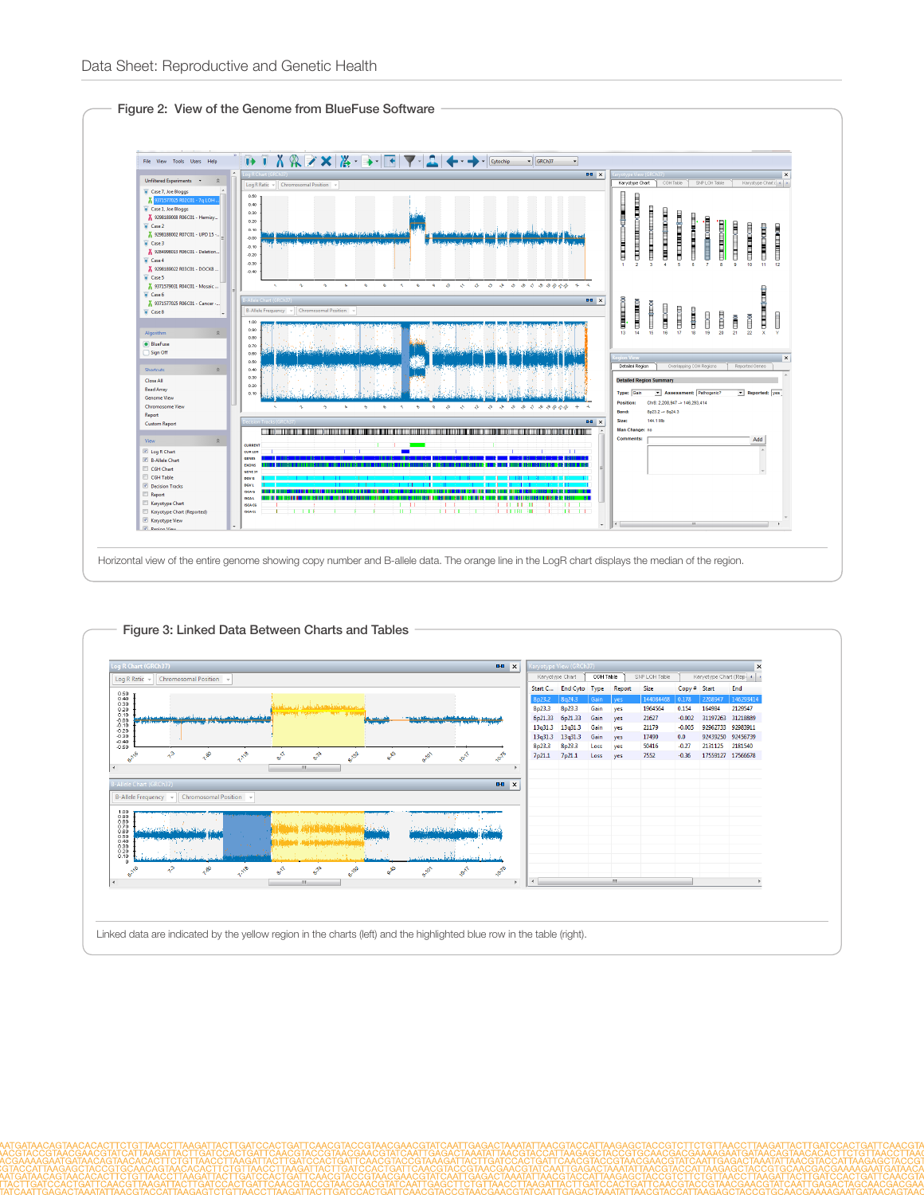## Figure 2: View of the Genome from BlueFuse Software

Horizontal view of the entire genome showing copy number and B-allele data. The orange line in the LogR chart displays the median of the region.

## Figure 3: Linked Data Between Charts and Tables

Linked data are indicated by the yellow region in the charts (left) and the highlighted blue row in the table (right).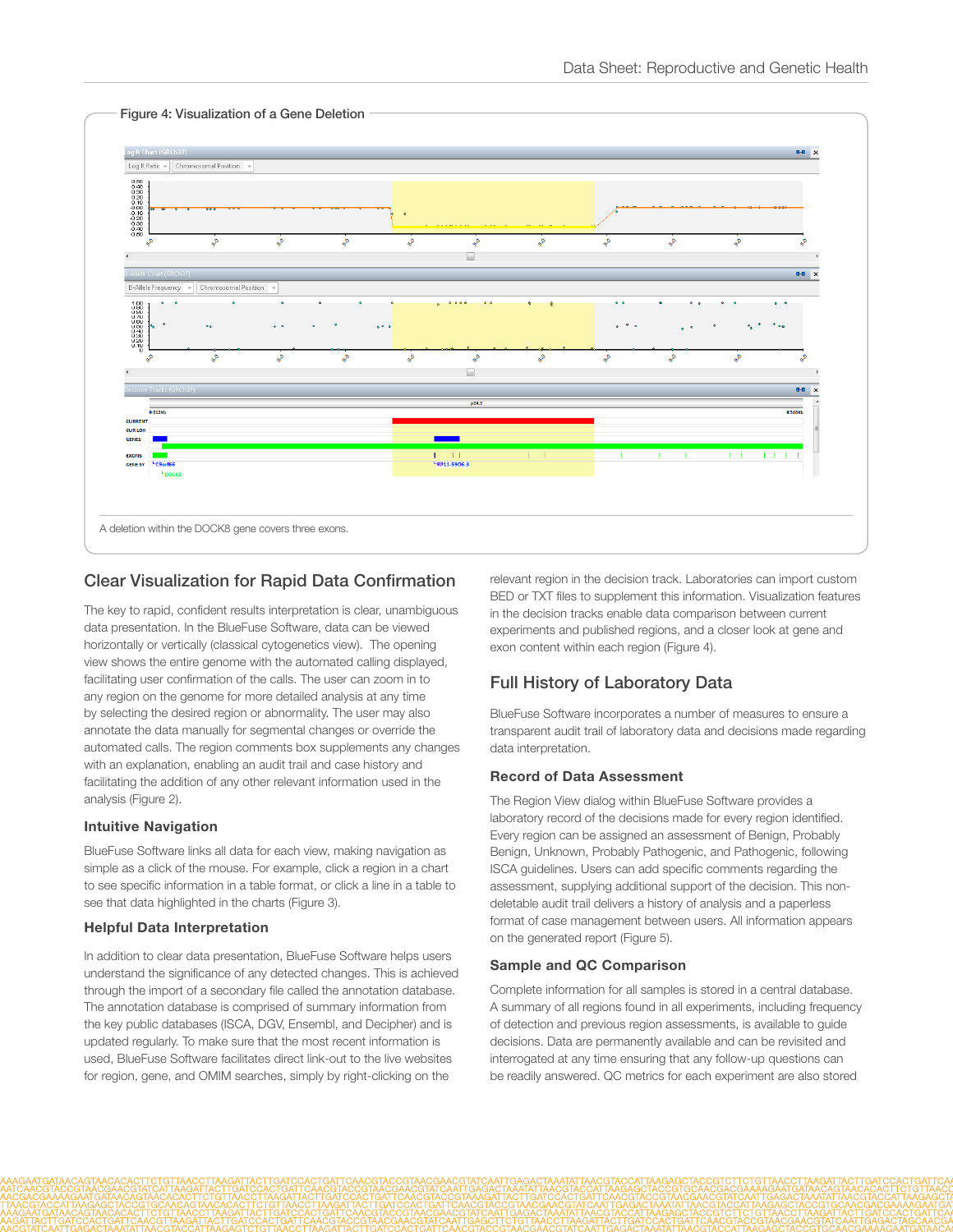## Figure 4: Visualization of a Gene Deletion

A deletion within the DOCK8 gene covers three exons.

## Clear Visualization for Rapid Data Confirmation

The key to rapid, confident results interpretation is clear, unambiguous data presentation. In the BlueFuse Software, data can be viewed horizontally or vertically (classical cytogenetics view). The opening view shows the entire genome with the automated calling displayed, facilitating user confirmation of the calls. The user can zoom in to any region on the genome for more detailed analysis at any time by selecting the desired region or abnormality. The user may also annotate the data manually for segmental changes or override the automated calls. The region comments box supplements any changes with an explanation, enabling an audit trail and case history and facilitating the addition of any other relevant information used in the analysis (Figure 2).

### Intuitive Navigation

BlueFuse Software links all data for each view, making navigation as simple as a click of the mouse. For example, click a region in a chart to see specific information in a table format, or click a line in a table to see that data highlighted in the charts (Figure 3).

### Helpful Data Interpretation

In addition to clear data presentation, BlueFuse Software helps users understand the significance of any detected changes. This is achieved through the import of a secondary file called the annotation database. The annotation database is comprised of summary information from the key public databases (ISCA, DGV, Ensembl, and Decipher) and is updated regularly. To make sure that the most recent information is used, BlueFuse Software facilitates direct link-out to the live websites for region, gene, and OMIM searches, simply by right-clicking on the relevant region in the decision track. Laboratories can import custom BED or TXT files to supplement this information. Visualization features in the decision tracks enable data comparison between current experiments and published regions, and a closer look at gene and exon content within each region (Figure 4).

## Full History of Laboratory Data

BlueFuse Software incorporates a number of measures to ensure a transparent audit trail of laboratory data and decisions made regarding data interpretation.

### Record of Data Assessment

The Region View dialog within BlueFuse Software provides a laboratory record of the decisions made for every region identified. Every region can be assigned an assessment of Benign, Probably Benign, Unknown, Probably Pathogenic, and Pathogenic, following ISCA guidelines. Users can add specific comments regarding the assessment, supplying additional support of the decision. This non-deletable audit trail delivers a history of analysis and a paperless format of case management between users. All information appears on the generated report (Figure 5).

### Sample and QC Comparison

Complete information for all samples is stored in a central database. A summary of all regions found in all experiments, including frequency of detection and previous region assessments, is available to guide decisions. Data are permanently available and can be revisited and interrogated at any time ensuring that any follow-up questions can be readily answered. QC metrics for each experiment are also stored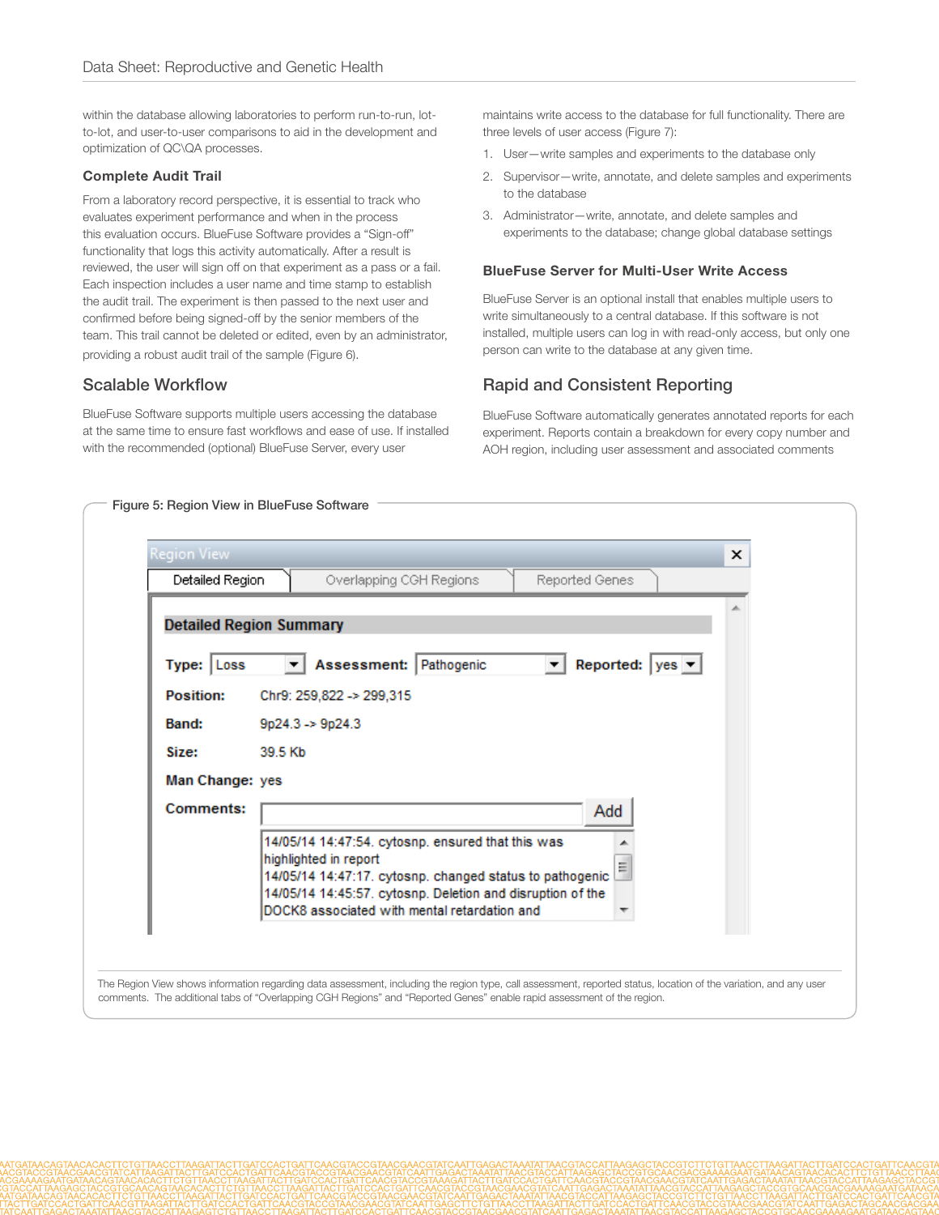within the database allowing laboratories to perform run-to-run, lot-to-lot, and user-to-user comparisons to aid in the development and optimization of QC\QA processes.

### Complete Audit Trail

From a laboratory record perspective, it is essential to track who evaluates experiment performance and when in the process this evaluation occurs. BlueFuse Software provides a "Sign-off" functionality that logs this activity automatically. After a result is reviewed, the user will sign off on that experiment as a pass or a fail. Each inspection includes a user name and time stamp to establish the audit trail. The experiment is then passed to the next user and confirmed before being signed-off by the senior members of the team. This trail cannot be deleted or edited, even by an administrator, providing a robust audit trail of the sample (Figure 6).

## Scalable Workflow

BlueFuse Software supports multiple users accessing the database at the same time to ensure fast workflows and ease of use. If installed with the recommended (optional) BlueFuse Server, every user maintains write access to the database for full functionality. There are three levels of user access (Figure 7):

1. User—write samples and experiments to the database only
2. Supervisor—write, annotate, and delete samples and experiments to the database
3. Administrator—write, annotate, and delete samples and experiments to the database; change global database settings

### BlueFuse Server for Multi-User Write Access

BlueFuse Server is an optional install that enables multiple users to write simultaneously to a central database. If this software is not installed, multiple users can log in with read-only access, but only one person can write to the database at any given time.

## Rapid and Consistent Reporting

BlueFuse Software automatically generates annotated reports for each experiment. Reports contain a breakdown for every copy number and AOH region, including user assessment and associated comments

Figure 5: Region View in BlueFuse Software

The Region View shows information regarding data assessment, including the region type, call assessment, reported status, location of the variation, and any user comments. The additional tabs of "Overlapping CGH Regions" and "Reported Genes" enable rapid assessment of the region.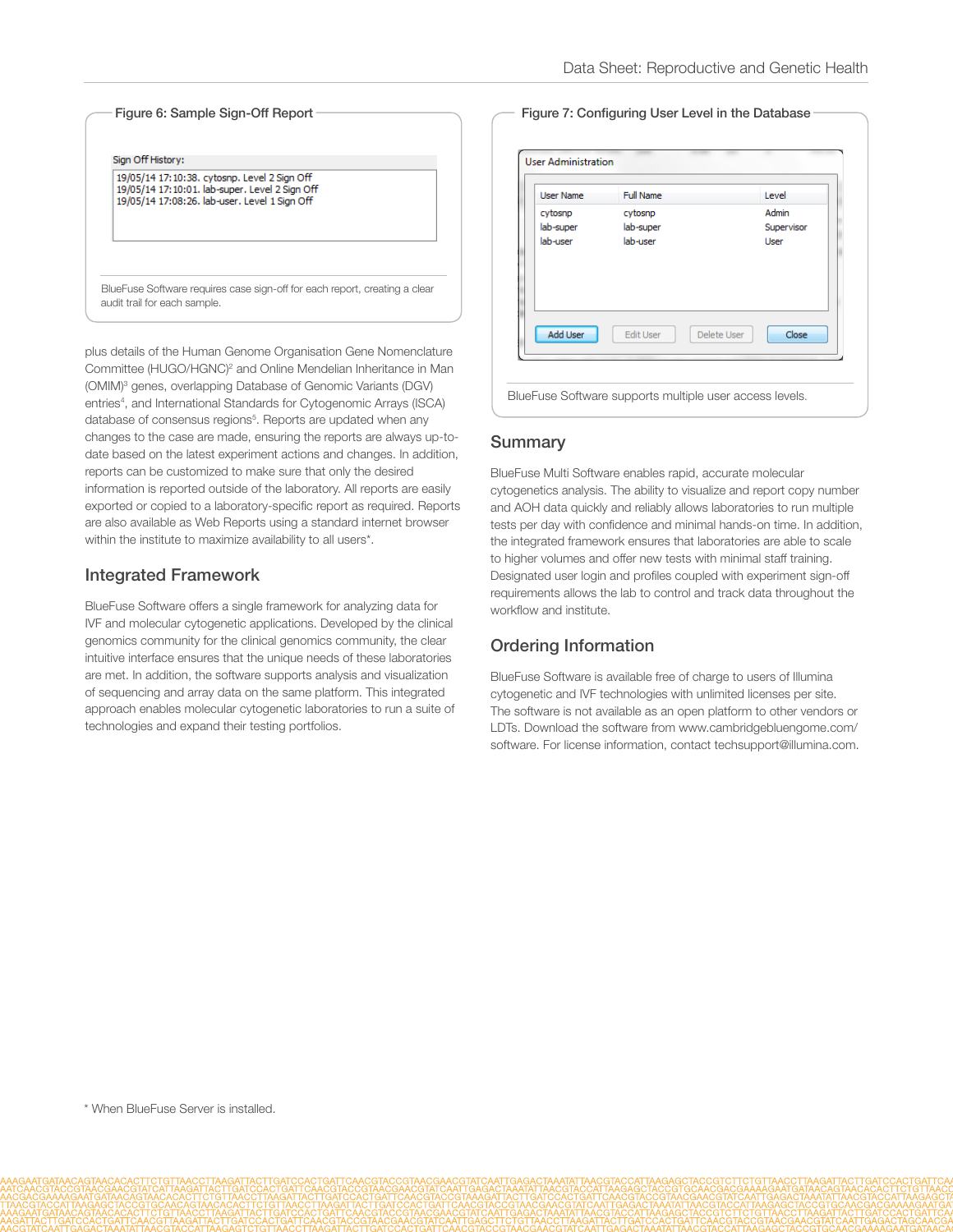**Figure 6: Sample Sign-Off Report**

Sign Off History:

```
19/05/14 17:10:38. cytosnp. Level 2 Sign Off
19/05/14 17:10:01. lab-super. Level 2 Sign Off
19/05/14 17:08:26. lab-user. Level 1 Sign Off
```

BlueFuse Software requires case sign-off for each report, creating a clear audit trail for each sample.

plus details of the Human Genome Organisation Gene Nomenclature Committee (HUGO/HGNC)[2] and Online Mendelian Inheritance in Man (OMIM)[3] genes, overlapping Database of Genomic Variants (DGV) entries[4], and International Standards for Cytogenomic Arrays (ISCA) database of consensus regions[5]. Reports are updated when any changes to the case are made, ensuring the reports are always up-to-date based on the latest experiment actions and changes. In addition, reports can be customized to make sure that only the desired information is reported outside of the laboratory. All reports are easily exported or copied to a laboratory-specific report as required. Reports are also available as Web Reports using a standard internet browser within the institute to maximize availability to all users*.

## Integrated Framework

BlueFuse Software offers a single framework for analyzing data for IVF and molecular cytogenetic applications. Developed by the clinical genomics community for the clinical genomics community, the clear intuitive interface ensures that the unique needs of these laboratories are met. In addition, the software supports analysis and visualization of sequencing and array data on the same platform. This integrated approach enables molecular cytogenetic laboratories to run a suite of technologies and expand their testing portfolios.

**Figure 7: Configuring User Level in the Database**

User Administration

| User Name | Full Name | Level |
|---|---|---|
| cytosnp | cytosnp | Admin |
| lab-super | lab-super | Supervisor |
| lab-user | lab-user | User |

Add User | Edit User | Delete User | Close

BlueFuse Software supports multiple user access levels.

## Summary

BlueFuse Multi Software enables rapid, accurate molecular cytogenetics analysis. The ability to visualize and report copy number and AOH data quickly and reliably allows laboratories to run multiple tests per day with confidence and minimal hands-on time. In addition, the integrated framework ensures that laboratories are able to scale to higher volumes and offer new tests with minimal staff training. Designated user login and profiles coupled with experiment sign-off requirements allows the lab to control and track data throughout the workflow and institute.

## Ordering Information

BlueFuse Software is available free of charge to users of Illumina cytogenetic and IVF technologies with unlimited licenses per site. The software is not available as an open platform to other vendors or LDTs. Download the software from www.cambridgebluengome.com/software. For license information, contact techsupport@illumina.com.

\* When BlueFuse Server is installed.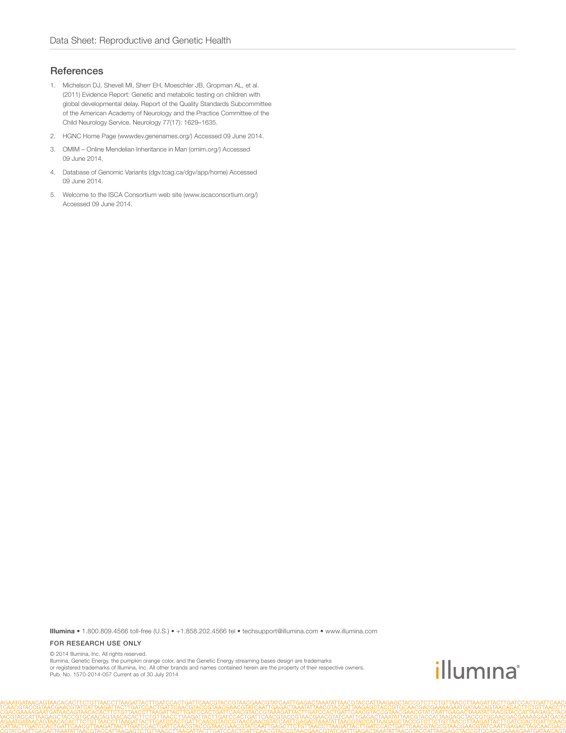## References

1. Michelson DJ, Shevell MI, Sherr EH, Moeschler JB, Gropman AL, et al. (2011) Evidence Report: Genetic and metabolic testing on children with global developmental delay. Report of the Quality Standards Subcommittee of the American Academy of Neurology and the Practice Committee of the Child Neurology Service. Neurology 77(17): 1629–1635.
2. HGNC Home Page (wwwdev.genenames.org/) Accessed 09 June 2014.
3. OMIM – Online Mendelian Inheritance in Man (omim.org/) Accessed 09 June 2014.
4. Database of Genomic Variants (dgv.tcag.ca/dgv/app/home) Accessed 09 June 2014.
5. Welcome to the ISCA Consortium web site (www.iscaconsortium.org/) Accessed 09 June 2014.

**Illumina** • 1.800.809.4566 toll-free (U.S.) • +1.858.202.4566 tel • techsupport@illumina.com • www.illumina.com

FOR RESEARCH USE ONLY

© 2014 Illumina, Inc. All rights reserved.
Illumina, Genetic Energy, the pumpkin orange color, and the Genetic Energy streaming bases design are trademarks or registered trademarks of Illumina, Inc. All other brands and names contained herein are the property of their respective owners.
Pub. No. 1570-2014-057 Current as of 30 July 2014